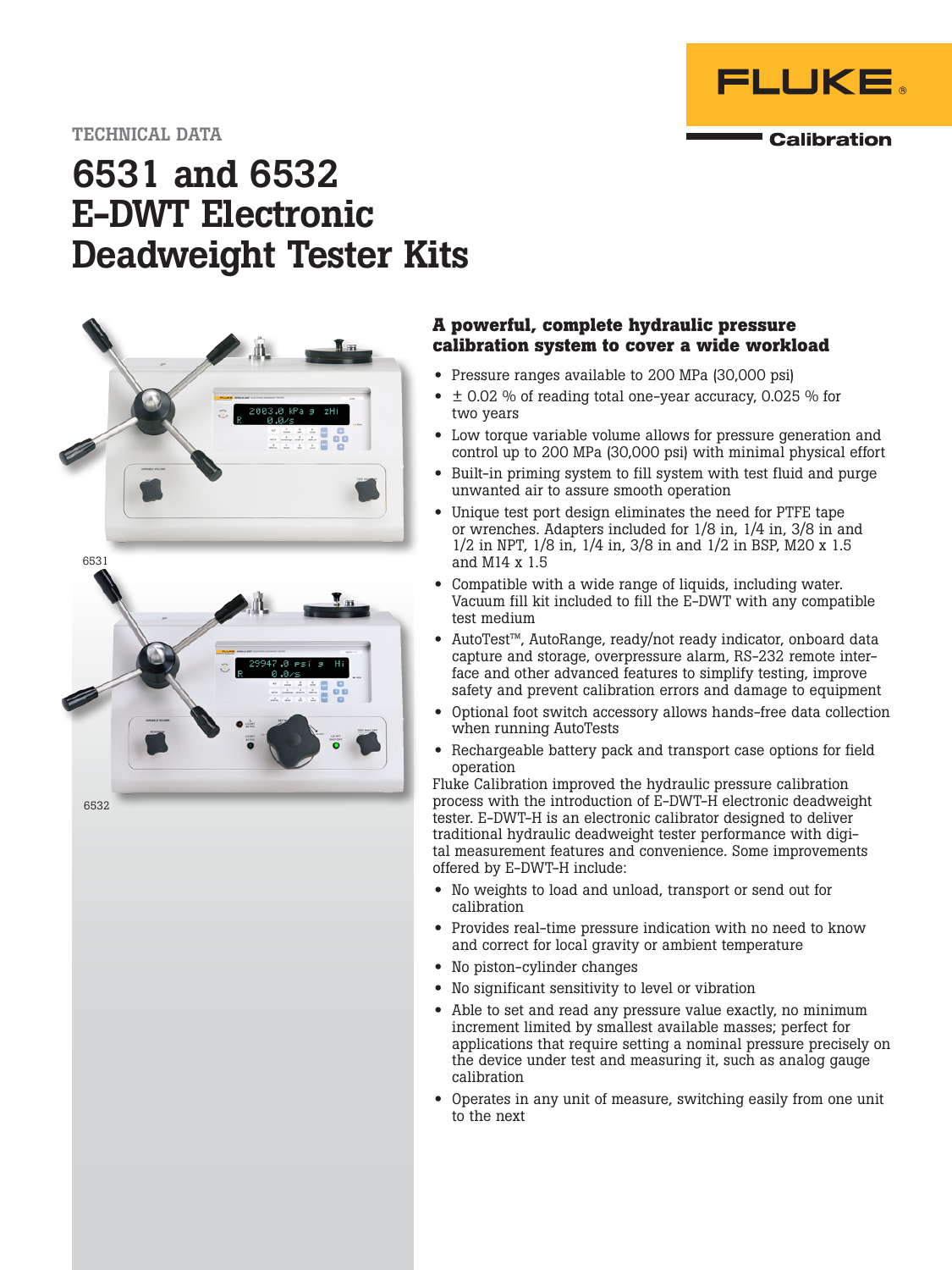TECHNICAL DATA

# 6531 and 6532 E-DWT Electronic Deadweight Tester Kits

6531

6532

### A powerful, complete hydraulic pressure calibration system to cover a wide workload

- Pressure ranges available to 200 MPa (30,000 psi)
- ± 0.02 % of reading total one-year accuracy, 0.025 % for two years
- Low torque variable volume allows for pressure generation and control up to 200 MPa (30,000 psi) with minimal physical effort
- Built-in priming system to fill system with test fluid and purge unwanted air to assure smooth operation
- Unique test port design eliminates the need for PTFE tape or wrenches. Adapters included for 1/8 in, 1/4 in, 3/8 in and 1/2 in NPT, 1/8 in, 1/4 in, 3/8 in and 1/2 in BSP, M20 x 1.5 and M14 x 1.5
- Compatible with a wide range of liquids, including water. Vacuum fill kit included to fill the E-DWT with any compatible test medium
- AutoTest™, AutoRange, ready/not ready indicator, onboard data capture and storage, overpressure alarm, RS-232 remote interface and other advanced features to simplify testing, improve safety and prevent calibration errors and damage to equipment
- Optional foot switch accessory allows hands-free data collection when running AutoTests
- Rechargeable battery pack and transport case options for field operation

Fluke Calibration improved the hydraulic pressure calibration process with the introduction of E-DWT-H electronic deadweight tester. E-DWT-H is an electronic calibrator designed to deliver traditional hydraulic deadweight tester performance with digital measurement features and convenience. Some improvements offered by E-DWT-H include:

- No weights to load and unload, transport or send out for calibration
- Provides real-time pressure indication with no need to know and correct for local gravity or ambient temperature
- No piston-cylinder changes
- No significant sensitivity to level or vibration
- Able to set and read any pressure value exactly, no minimum increment limited by smallest available masses; perfect for applications that require setting a nominal pressure precisely on the device under test and measuring it, such as analog gauge calibration
- Operates in any unit of measure, switching easily from one unit to the next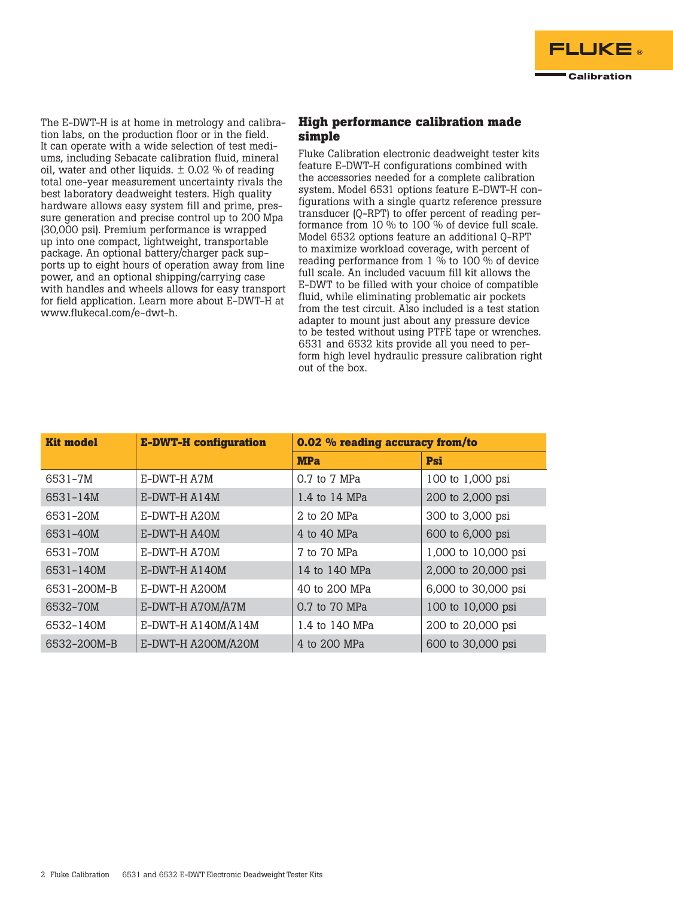The E-DWT-H is at home in metrology and calibration labs, on the production floor or in the field. It can operate with a wide selection of test mediums, including Sebacate calibration fluid, mineral oil, water and other liquids. ± 0.02 % of reading total one-year measurement uncertainty rivals the best laboratory deadweight testers. High quality hardware allows easy system fill and prime, pressure generation and precise control up to 200 Mpa (30,000 psi). Premium performance is wrapped up into one compact, lightweight, transportable package. An optional battery/charger pack supports up to eight hours of operation away from line power, and an optional shipping/carrying case with handles and wheels allows for easy transport for field application. Learn more about E-DWT-H at www.flukecal.com/e-dwt-h.

## High performance calibration made simple

Fluke Calibration electronic deadweight tester kits feature E-DWT-H configurations combined with the accessories needed for a complete calibration system. Model 6531 options feature E-DWT-H configurations with a single quartz reference pressure transducer (Q-RPT) to offer percent of reading performance from 10 % to 100 % of device full scale. Model 6532 options feature an additional Q-RPT to maximize workload coverage, with percent of reading performance from 1 % to 100 % of device full scale. An included vacuum fill kit allows the E-DWT to be filled with your choice of compatible fluid, while eliminating problematic air pockets from the test circuit. Also included is a test station adapter to mount just about any pressure device to be tested without using PTFE tape or wrenches. 6531 and 6532 kits provide all you need to perform high level hydraulic pressure calibration right out of the box.

| Kit model | E-DWT-H configuration | 0.02 % reading accuracy from/to | |
|---|---|---|---|
| | | MPa | Psi |
| 6531-7M | E-DWT-H A7M | 0.7 to 7 MPa | 100 to 1,000 psi |
| 6531-14M | E-DWT-H A14M | 1.4 to 14 MPa | 200 to 2,000 psi |
| 6531-20M | E-DWT-H A20M | 2 to 20 MPa | 300 to 3,000 psi |
| 6531-40M | E-DWT-H A40M | 4 to 40 MPa | 600 to 6,000 psi |
| 6531-70M | E-DWT-H A70M | 7 to 70 MPa | 1,000 to 10,000 psi |
| 6531-140M | E-DWT-H A140M | 14 to 140 MPa | 2,000 to 20,000 psi |
| 6531-200M-B | E-DWT-H A200M | 40 to 200 MPa | 6,000 to 30,000 psi |
| 6532-70M | E-DWT-H A70M/A7M | 0.7 to 70 MPa | 100 to 10,000 psi |
| 6532-140M | E-DWT-H A140M/A14M | 1.4 to 140 MPa | 200 to 20,000 psi |
| 6532-200M-B | E-DWT-H A200M/A20M | 4 to 200 MPa | 600 to 30,000 psi |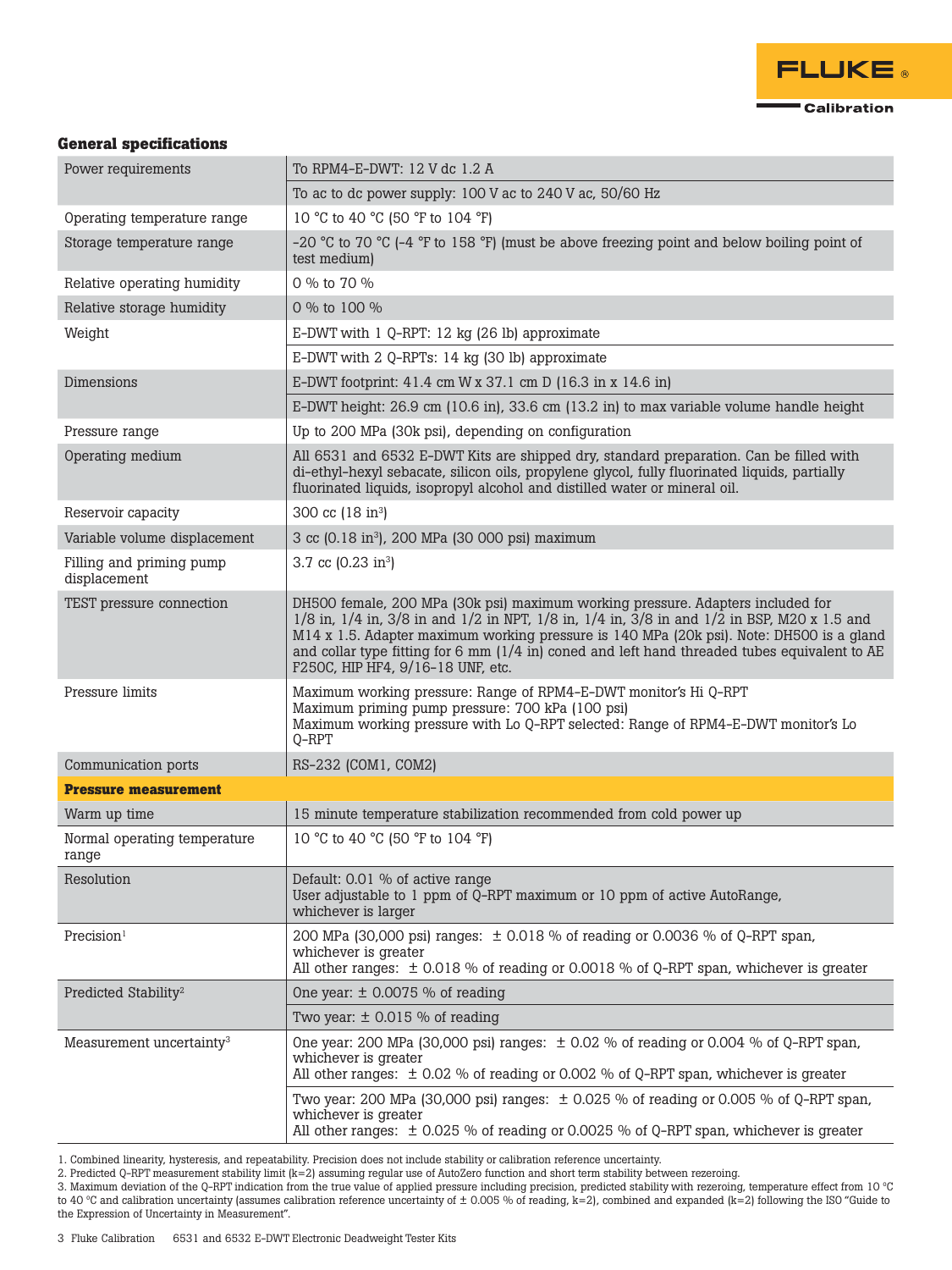## General specifications

| | |
|---|---|
| Power requirements | To RPM4-E-DWT: 12 V dc 1.2 A |
| | To ac to dc power supply: 100 V ac to 240 V ac, 50/60 Hz |
| Operating temperature range | 10 °C to 40 °C (50 °F to 104 °F) |
| Storage temperature range | -20 °C to 70 °C (-4 °F to 158 °F) (must be above freezing point and below boiling point of test medium) |
| Relative operating humidity | 0 % to 70 % |
| Relative storage humidity | 0 % to 100 % |
| Weight | E-DWT with 1 Q-RPT: 12 kg (26 lb) approximate |
| | E-DWT with 2 Q-RPTs: 14 kg (30 lb) approximate |
| Dimensions | E-DWT footprint: 41.4 cm W x 37.1 cm D (16.3 in x 14.6 in) |
| | E-DWT height: 26.9 cm (10.6 in), 33.6 cm (13.2 in) to max variable volume handle height |
| Pressure range | Up to 200 MPa (30k psi), depending on configuration |
| Operating medium | All 6531 and 6532 E-DWT Kits are shipped dry, standard preparation. Can be filled with di-ethyl-hexyl sebacate, silicon oils, propylene glycol, fully fluorinated liquids, partially fluorinated liquids, isopropyl alcohol and distilled water or mineral oil. |
| Reservoir capacity | 300 cc (18 in$^3$) |
| Variable volume displacement | 3 cc (0.18 in$^3$), 200 MPa (30 000 psi) maximum |
| Filling and priming pump displacement | 3.7 cc (0.23 in$^3$) |
| TEST pressure connection | DH500 female, 200 MPa (30k psi) maximum working pressure. Adapters included for 1/8 in, 1/4 in, 3/8 in and 1/2 in NPT, 1/8 in, 1/4 in, 3/8 in and 1/2 in BSP, M20 x 1.5 and M14 x 1.5. Adapter maximum working pressure is 140 MPa (20k psi). Note: DH500 is a gland and collar type fitting for 6 mm (1/4 in) coned and left hand threaded tubes equivalent to AE F250C, HIP HF4, 9/16-18 UNF, etc. |
| Pressure limits | Maximum working pressure: Range of RPM4-E-DWT monitor's Hi Q-RPT<br>Maximum priming pump pressure: 700 kPa (100 psi)<br>Maximum working pressure with Lo Q-RPT selected: Range of RPM4-E-DWT monitor's Lo Q-RPT |
| Communication ports | RS-232 (COM1, COM2) |
| **Pressure measurement** | |
| Warm up time | 15 minute temperature stabilization recommended from cold power up |
| Normal operating temperature range | 10 °C to 40 °C (50 °F to 104 °F) |
| Resolution | Default: 0.01 % of active range<br>User adjustable to 1 ppm of Q-RPT maximum or 10 ppm of active AutoRange, whichever is larger |
| Precision[1] | 200 MPa (30,000 psi) ranges: ± 0.018 % of reading or 0.0036 % of Q-RPT span, whichever is greater<br>All other ranges: ± 0.018 % of reading or 0.0018 % of Q-RPT span, whichever is greater |
| Predicted Stability[2] | One year: ± 0.0075 % of reading |
| | Two year: ± 0.015 % of reading |
| Measurement uncertainty[3] | One year: 200 MPa (30,000 psi) ranges: ± 0.02 % of reading or 0.004 % of Q-RPT span, whichever is greater<br>All other ranges: ± 0.02 % of reading or 0.002 % of Q-RPT span, whichever is greater |
| | Two year: 200 MPa (30,000 psi) ranges: ± 0.025 % of reading or 0.005 % of Q-RPT span, whichever is greater<br>All other ranges: ± 0.025 % of reading or 0.0025 % of Q-RPT span, whichever is greater |

1. Combined linearity, hysteresis, and repeatability. Precision does not include stability or calibration reference uncertainty.
2. Predicted Q-RPT measurement stability limit (k=2) assuming regular use of AutoZero function and short term stability between rezeroing.
3. Maximum deviation of the Q-RPT indication from the true value of applied pressure including precision, predicted stability with rezeroing, temperature effect from 10 °C to 40 °C and calibration uncertainty (assumes calibration reference uncertainty of ± 0.005 % of reading, k=2), combined and expanded (k=2) following the ISO "Guide to the Expression of Uncertainty in Measurement".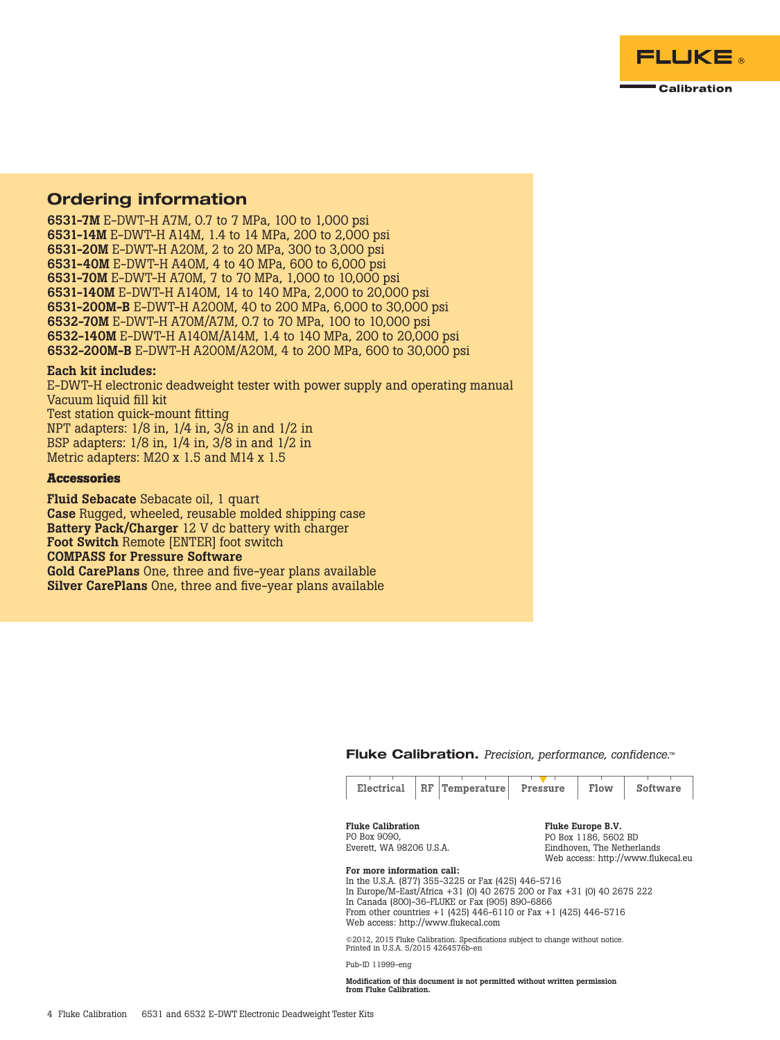## Ordering information

**6531-7M** E-DWT-H A7M, 0.7 to 7 MPa, 100 to 1,000 psi
**6531-14M** E-DWT-H A14M, 1.4 to 14 MPa, 200 to 2,000 psi
**6531-20M** E-DWT-H A20M, 2 to 20 MPa, 300 to 3,000 psi
**6531-40M** E-DWT-H A40M, 4 to 40 MPa, 600 to 6,000 psi
**6531-70M** E-DWT-H A70M, 7 to 70 MPa, 1,000 to 10,000 psi
**6531-140M** E-DWT-H A140M, 14 to 140 MPa, 2,000 to 20,000 psi
**6531-200M-B** E-DWT-H A200M, 40 to 200 MPa, 6,000 to 30,000 psi
**6532-70M** E-DWT-H A70M/A7M, 0.7 to 70 MPa, 100 to 10,000 psi
**6532-140M** E-DWT-H A140M/A14M, 1.4 to 140 MPa, 200 to 20,000 psi
**6532-200M-B** E-DWT-H A200M/A20M, 4 to 200 MPa, 600 to 30,000 psi

**Each kit includes:**
E-DWT-H electronic deadweight tester with power supply and operating manual
Vacuum liquid fill kit
Test station quick-mount fitting
NPT adapters: 1/8 in, 1/4 in, 3/8 in and 1/2 in
BSP adapters: 1/8 in, 1/4 in, 3/8 in and 1/2 in
Metric adapters: M20 x 1.5 and M14 x 1.5

**Accessories**

**Fluid Sebacate** Sebacate oil, 1 quart
**Case** Rugged, wheeled, reusable molded shipping case
**Battery Pack/Charger** 12 V dc battery with charger
**Foot Switch** Remote [ENTER] foot switch
**COMPASS for Pressure Software**
**Gold CarePlans** One, three and five-year plans available
**Silver CarePlans** One, three and five-year plans available

**Fluke Calibration.** *Precision, performance, confidence.™*

Electrical | RF | Temperature | Pressure | Flow | Software

**Fluke Calibration**
PO Box 9090,
Everett, WA 98206 U.S.A.

**Fluke Europe B.V.**
PO Box 1186, 5602 BD
Eindhoven, The Netherlands
Web access: http://www.flukecal.eu

**For more information call:**
In the U.S.A. (877) 355-3225 or Fax (425) 446-5716
In Europe/M-East/Africa +31 (0) 40 2675 200 or Fax +31 (0) 40 2675 222
In Canada (800)-36-FLUKE or Fax (905) 890-6866
From other countries +1 (425) 446-6110 or Fax +1 (425) 446-5716
Web access: http://www.flukecal.com

©2012, 2015 Fluke Calibration. Specifications subject to change without notice.
Printed in U.S.A. 5/2015 4264576b-en

Pub-ID 11999-eng

**Modification of this document is not permitted without written permission from Fluke Calibration.**